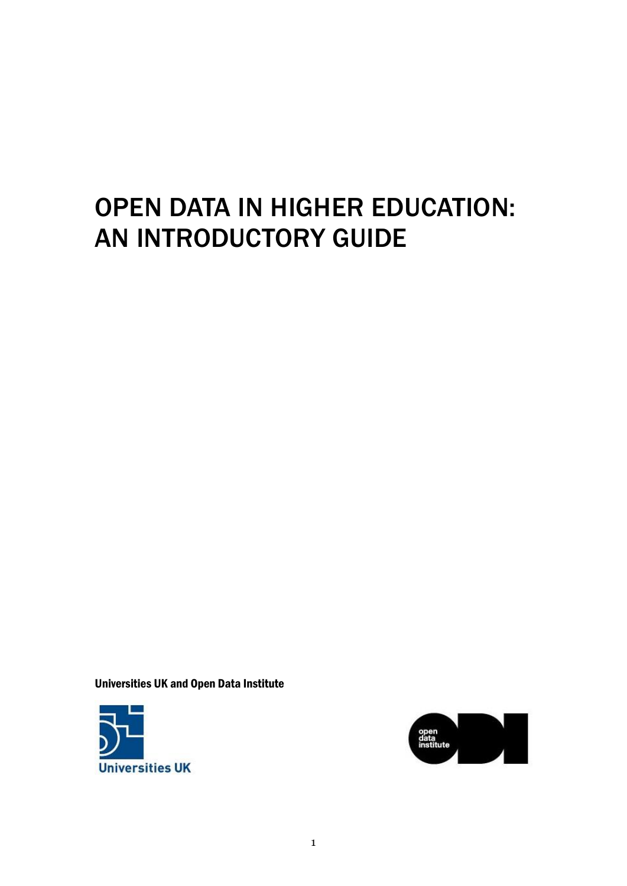# OPEN DATA IN HIGHER EDUCATION: AN INTRODUCTORY GUIDE

**Universities UK and Open Data Institute**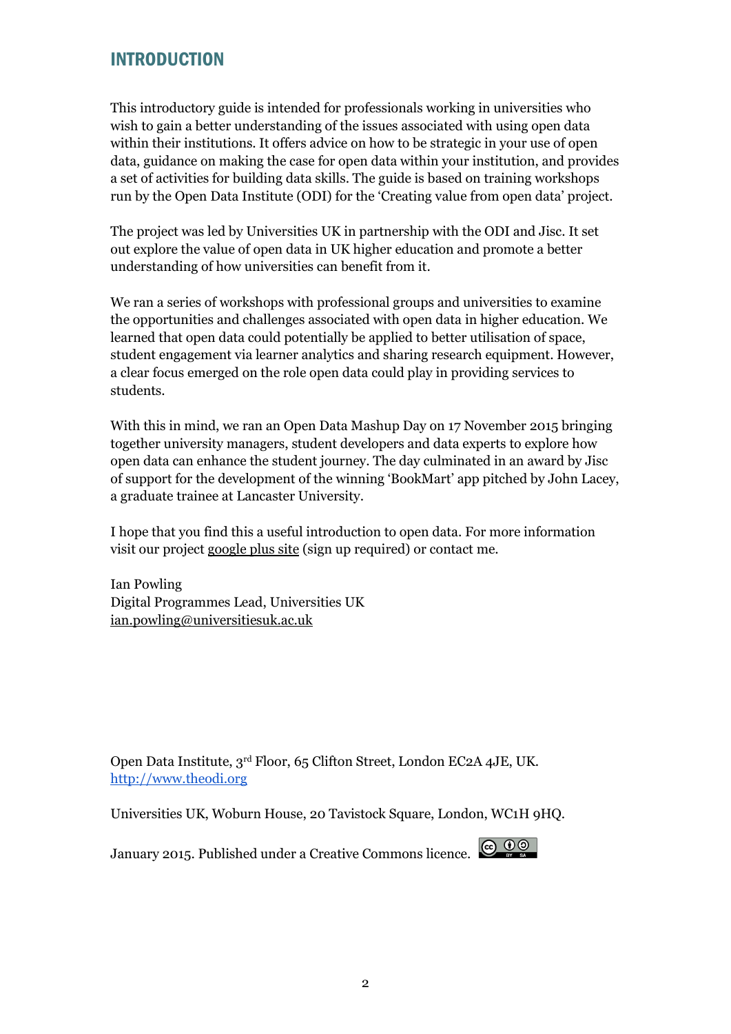## INTRODUCTION

This introductory guide is intended for professionals working in universities who wish to gain a better understanding of the issues associated with using open data within their institutions. It offers advice on how to be strategic in your use of open data, guidance on making the case for open data within your institution, and provides a set of activities for building data skills. The guide is based on training workshops run by the Open Data Institute (ODI) for the 'Creating value from open data' project.

The project was led by Universities UK in partnership with the ODI and Jisc. It set out explore the value of open data in UK higher education and promote a better understanding of how universities can benefit from it.

We ran a series of workshops with professional groups and universities to examine the opportunities and challenges associated with open data in higher education. We learned that open data could potentially be applied to better utilisation of space, student engagement via learner analytics and sharing research equipment. However, a clear focus emerged on the role open data could play in providing services to students.

With this in mind, we ran an Open Data Mashup Day on 17 November 2015 bringing together university managers, student developers and data experts to explore how open data can enhance the student journey. The day culminated in an award by Jisc of support for the development of the winning 'BookMart' app pitched by John Lacey, a graduate trainee at Lancaster University.

I hope that you find this a useful introduction to open data. For more information visit our project google plus site (sign up required) or contact me.

Ian Powling
Digital Programmes Lead, Universities UK
ian.powling@universitiesuk.ac.uk

Open Data Institute, 3rd Floor, 65 Clifton Street, London EC2A 4JE, UK.
http://www.theodi.org

Universities UK, Woburn House, 20 Tavistock Square, London, WC1H 9HQ.

January 2015. Published under a Creative Commons licence.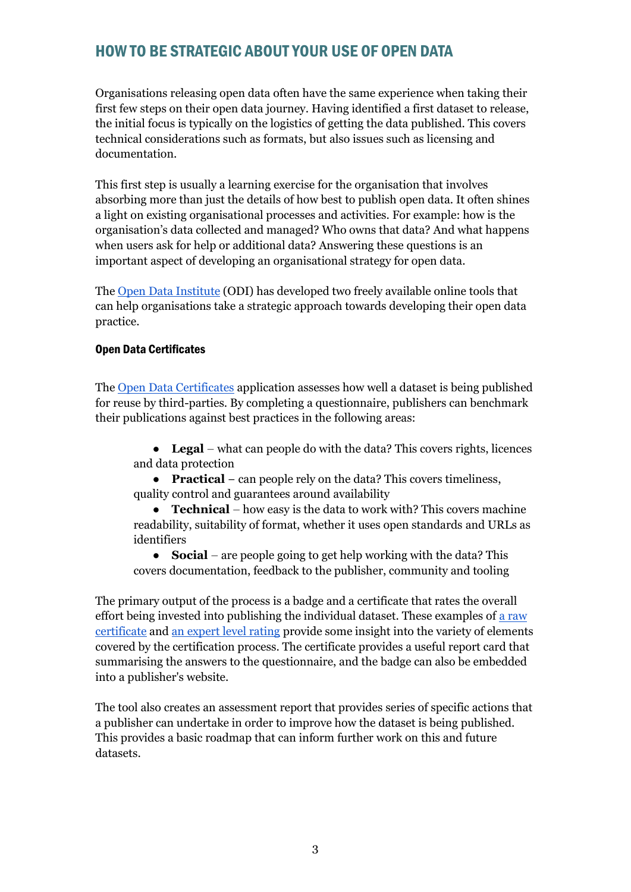## HOW TO BE STRATEGIC ABOUT YOUR USE OF OPEN DATA

Organisations releasing open data often have the same experience when taking their first few steps on their open data journey. Having identified a first dataset to release, the initial focus is typically on the logistics of getting the data published. This covers technical considerations such as formats, but also issues such as licensing and documentation.

This first step is usually a learning exercise for the organisation that involves absorbing more than just the details of how best to publish open data. It often shines a light on existing organisational processes and activities. For example: how is the organisation's data collected and managed? Who owns that data? And what happens when users ask for help or additional data? Answering these questions is an important aspect of developing an organisational strategy for open data.

The Open Data Institute (ODI) has developed two freely available online tools that can help organisations take a strategic approach towards developing their open data practice.

### Open Data Certificates

The Open Data Certificates application assesses how well a dataset is being published for reuse by third-parties. By completing a questionnaire, publishers can benchmark their publications against best practices in the following areas:

- **Legal** – what can people do with the data? This covers rights, licences and data protection
- **Practical** – can people rely on the data? This covers timeliness, quality control and guarantees around availability
- **Technical** – how easy is the data to work with? This covers machine readability, suitability of format, whether it uses open standards and URLs as identifiers
- **Social** – are people going to get help working with the data? This covers documentation, feedback to the publisher, community and tooling

The primary output of the process is a badge and a certificate that rates the overall effort being invested into publishing the individual dataset. These examples of a raw certificate and an expert level rating provide some insight into the variety of elements covered by the certification process. The certificate provides a useful report card that summarising the answers to the questionnaire, and the badge can also be embedded into a publisher's website.

The tool also creates an assessment report that provides series of specific actions that a publisher can undertake in order to improve how the dataset is being published. This provides a basic roadmap that can inform further work on this and future datasets.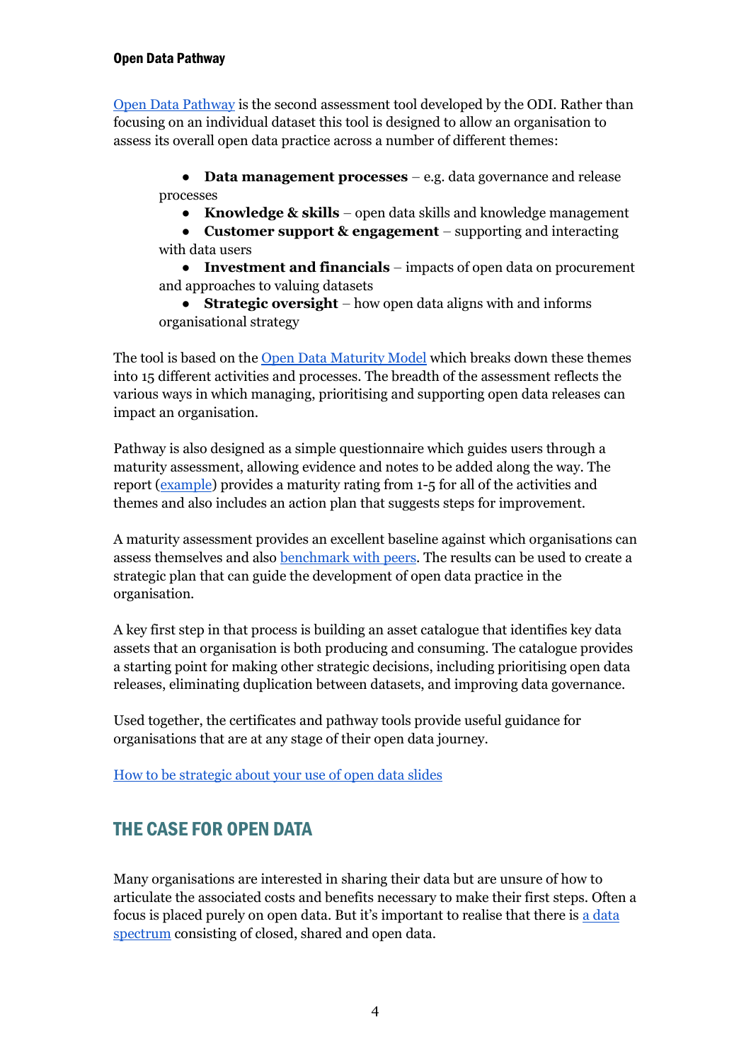#### Open Data Pathway

[Open Data Pathway](#) is the second assessment tool developed by the ODI. Rather than focusing on an individual dataset this tool is designed to allow an organisation to assess its overall open data practice across a number of different themes:

- **Data management processes** – e.g. data governance and release processes
- **Knowledge & skills** – open data skills and knowledge management
- **Customer support & engagement** – supporting and interacting with data users
- **Investment and financials** – impacts of open data on procurement and approaches to valuing datasets
- **Strategic oversight** – how open data aligns with and informs organisational strategy

The tool is based on the [Open Data Maturity Model](#) which breaks down these themes into 15 different activities and processes. The breadth of the assessment reflects the various ways in which managing, prioritising and supporting open data releases can impact an organisation.

Pathway is also designed as a simple questionnaire which guides users through a maturity assessment, allowing evidence and notes to be added along the way. The report ([example](#)) provides a maturity rating from 1-5 for all of the activities and themes and also includes an action plan that suggests steps for improvement.

A maturity assessment provides an excellent baseline against which organisations can assess themselves and also [benchmark with peers](#). The results can be used to create a strategic plan that can guide the development of open data practice in the organisation.

A key first step in that process is building an asset catalogue that identifies key data assets that an organisation is both producing and consuming. The catalogue provides a starting point for making other strategic decisions, including prioritising open data releases, eliminating duplication between datasets, and improving data governance.

Used together, the certificates and pathway tools provide useful guidance for organisations that are at any stage of their open data journey.

[How to be strategic about your use of open data slides](#)

## THE CASE FOR OPEN DATA

Many organisations are interested in sharing their data but are unsure of how to articulate the associated costs and benefits necessary to make their first steps. Often a focus is placed purely on open data. But it's important to realise that there is [a data spectrum](#) consisting of closed, shared and open data.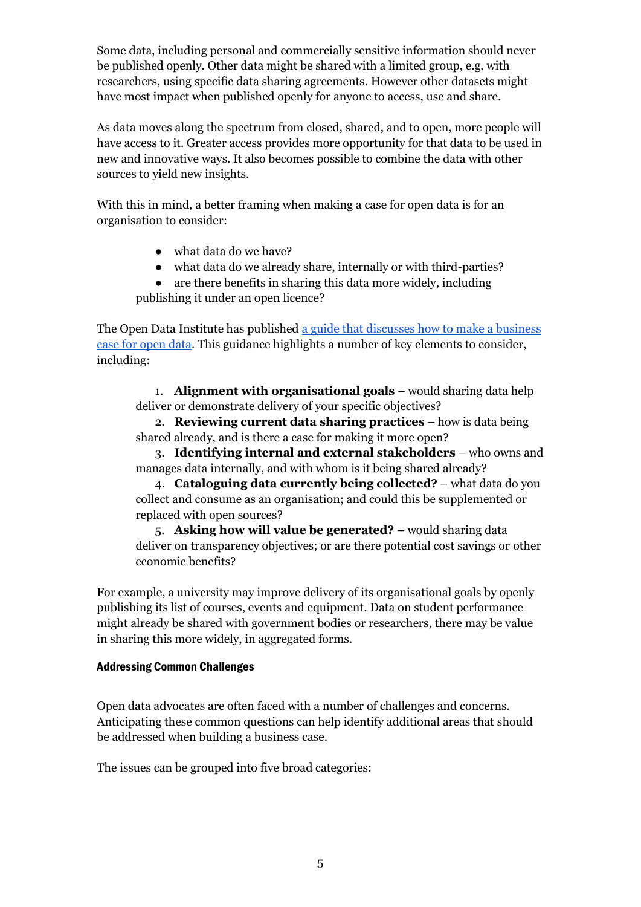Some data, including personal and commercially sensitive information should never be published openly. Other data might be shared with a limited group, e.g. with researchers, using specific data sharing agreements. However other datasets might have most impact when published openly for anyone to access, use and share.

As data moves along the spectrum from closed, shared, and to open, more people will have access to it. Greater access provides more opportunity for that data to be used in new and innovative ways. It also becomes possible to combine the data with other sources to yield new insights.

With this in mind, a better framing when making a case for open data is for an organisation to consider:

- what data do we have?
- what data do we already share, internally or with third-parties?
- are there benefits in sharing this data more widely, including publishing it under an open licence?

The Open Data Institute has published [a guide that discusses how to make a business case for open data](). This guidance highlights a number of key elements to consider, including:

1. **Alignment with organisational goals** – would sharing data help deliver or demonstrate delivery of your specific objectives?
2. **Reviewing current data sharing practices** – how is data being shared already, and is there a case for making it more open?
3. **Identifying internal and external stakeholders** – who owns and manages data internally, and with whom is it being shared already?
4. **Cataloguing data currently being collected?** – what data do you collect and consume as an organisation; and could this be supplemented or replaced with open sources?
5. **Asking how will value be generated?** – would sharing data deliver on transparency objectives; or are there potential cost savings or other economic benefits?

For example, a university may improve delivery of its organisational goals by openly publishing its list of courses, events and equipment. Data on student performance might already be shared with government bodies or researchers, there may be value in sharing this more widely, in aggregated forms.

#### Addressing Common Challenges

Open data advocates are often faced with a number of challenges and concerns. Anticipating these common questions can help identify additional areas that should be addressed when building a business case.

The issues can be grouped into five broad categories: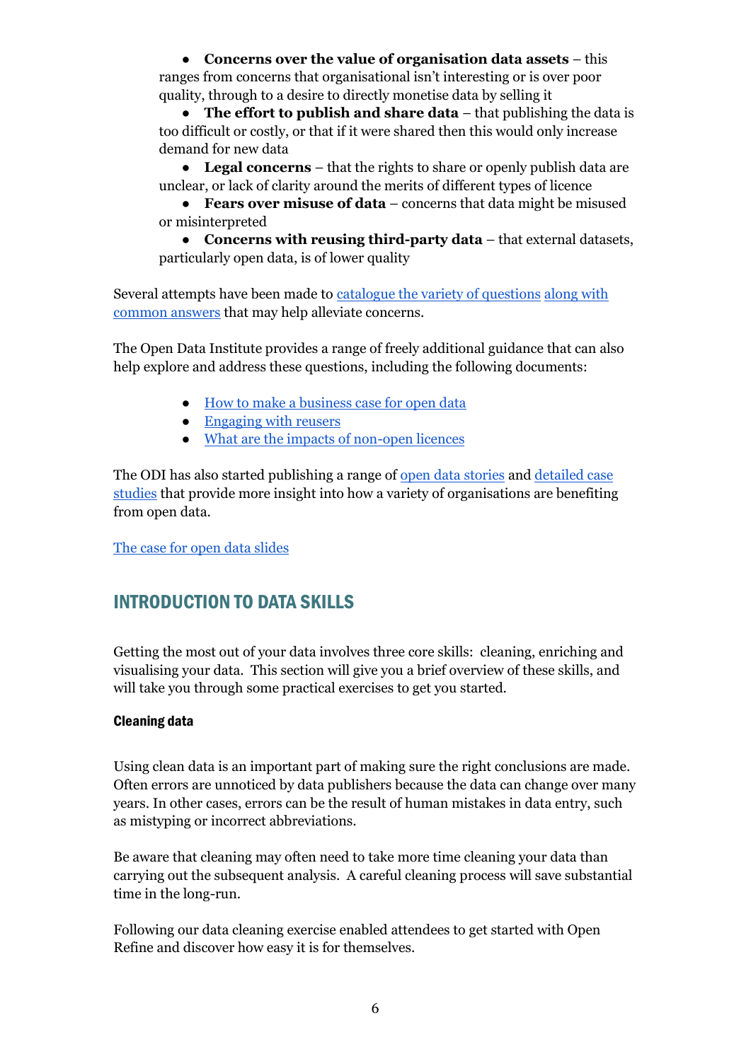- **Concerns over the value of organisation data assets** – this ranges from concerns that organisational isn't interesting or is over poor quality, through to a desire to directly monetise data by selling it
- **The effort to publish and share data** – that publishing the data is too difficult or costly, or that if it were shared then this would only increase demand for new data
- **Legal concerns** – that the rights to share or openly publish data are unclear, or lack of clarity around the merits of different types of licence
- **Fears over misuse of data** – concerns that data might be misused or misinterpreted
- **Concerns with reusing third-party data** – that external datasets, particularly open data, is of lower quality

Several attempts have been made to catalogue the variety of questions along with common answers that may help alleviate concerns.

The Open Data Institute provides a range of freely additional guidance that can also help explore and address these questions, including the following documents:

- How to make a business case for open data
- Engaging with reusers
- What are the impacts of non-open licences

The ODI has also started publishing a range of open data stories and detailed case studies that provide more insight into how a variety of organisations are benefiting from open data.

The case for open data slides

## INTRODUCTION TO DATA SKILLS

Getting the most out of your data involves three core skills: cleaning, enriching and visualising your data. This section will give you a brief overview of these skills, and will take you through some practical exercises to get you started.

### Cleaning data

Using clean data is an important part of making sure the right conclusions are made. Often errors are unnoticed by data publishers because the data can change over many years. In other cases, errors can be the result of human mistakes in data entry, such as mistyping or incorrect abbreviations.

Be aware that cleaning may often need to take more time cleaning your data than carrying out the subsequent analysis. A careful cleaning process will save substantial time in the long-run.

Following our data cleaning exercise enabled attendees to get started with Open Refine and discover how easy it is for themselves.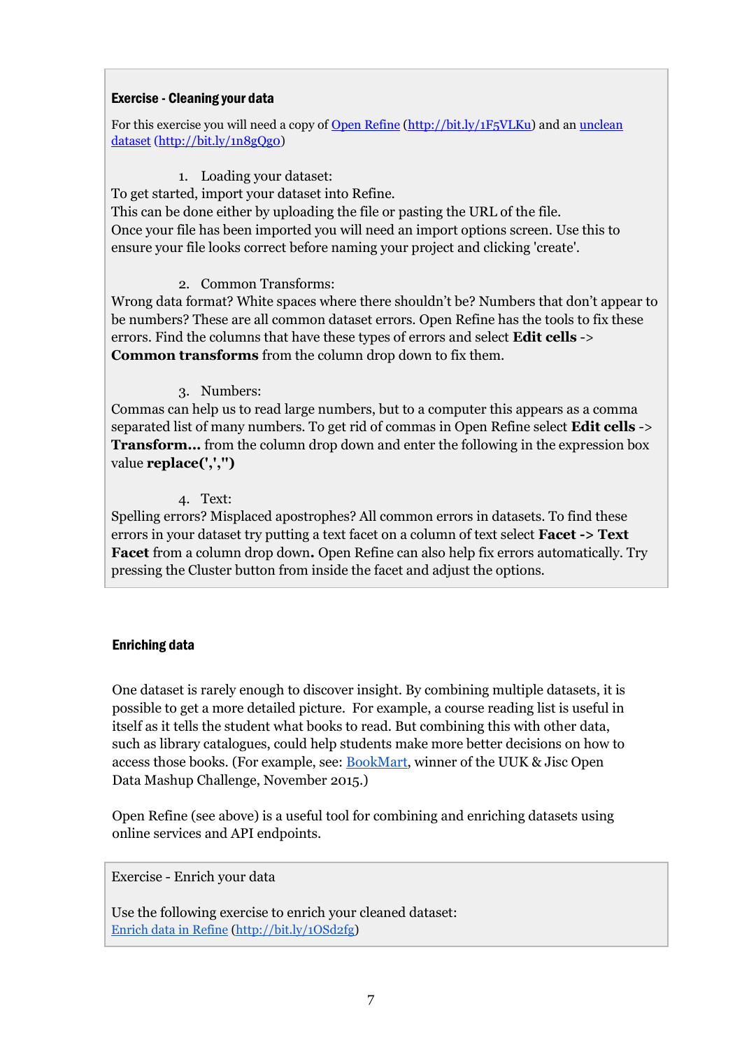**Exercise - Cleaning your data**

For this exercise you will need a copy of [Open Refine](http://bit.ly/1F5VLKu) (http://bit.ly/1F5VLKu) and an [unclean dataset](http://bit.ly/1n8gQgo) (http://bit.ly/1n8gQgo)

1. Loading your dataset:

To get started, import your dataset into Refine.
This can be done either by uploading the file or pasting the URL of the file.
Once your file has been imported you will need an import options screen. Use this to ensure your file looks correct before naming your project and clicking 'create'.

2. Common Transforms:

Wrong data format? White spaces where there shouldn't be? Numbers that don't appear to be numbers? These are all common dataset errors. Open Refine has the tools to fix these errors. Find the columns that have these types of errors and select **Edit cells** -> **Common transforms** from the column drop down to fix them.

3. Numbers:

Commas can help us to read large numbers, but to a computer this appears as a comma separated list of many numbers. To get rid of commas in Open Refine select **Edit cells** -> **Transform...** from the column drop down and enter the following in the expression box value **replace(',','')**

4. Text:

Spelling errors? Misplaced apostrophes? All common errors in datasets. To find these errors in your dataset try putting a text facet on a column of text select **Facet -> Text Facet** from a column drop down**.** Open Refine can also help fix errors automatically. Try pressing the Cluster button from inside the facet and adjust the options.

## Enriching data

One dataset is rarely enough to discover insight. By combining multiple datasets, it is possible to get a more detailed picture. For example, a course reading list is useful in itself as it tells the student what books to read. But combining this with other data, such as library catalogues, could help students make more better decisions on how to access those books. (For example, see: [BookMart](BookMart), winner of the UUK & Jisc Open Data Mashup Challenge, November 2015.)

Open Refine (see above) is a useful tool for combining and enriching datasets using online services and API endpoints.

Exercise - Enrich your data

Use the following exercise to enrich your cleaned dataset:
[Enrich data in Refine](http://bit.ly/1OSd2fg) (http://bit.ly/1OSd2fg)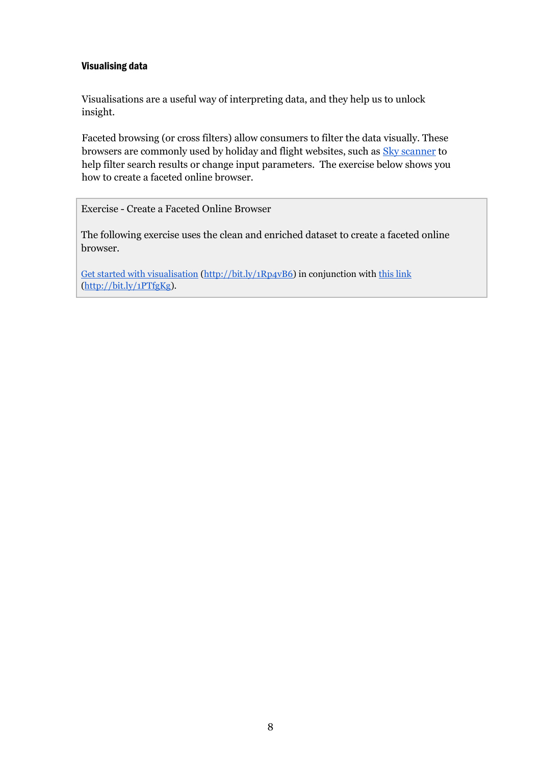### Visualising data

Visualisations are a useful way of interpreting data, and they help us to unlock insight.

Faceted browsing (or cross filters) allow consumers to filter the data visually. These browsers are commonly used by holiday and flight websites, such as Sky scanner to help filter search results or change input parameters. The exercise below shows you how to create a faceted online browser.

> Exercise - Create a Faceted Online Browser
>
> The following exercise uses the clean and enriched dataset to create a faceted online browser.
>
> Get started with visualisation (http://bit.ly/1Rp4vB6) in conjunction with this link (http://bit.ly/1PTfgKg).